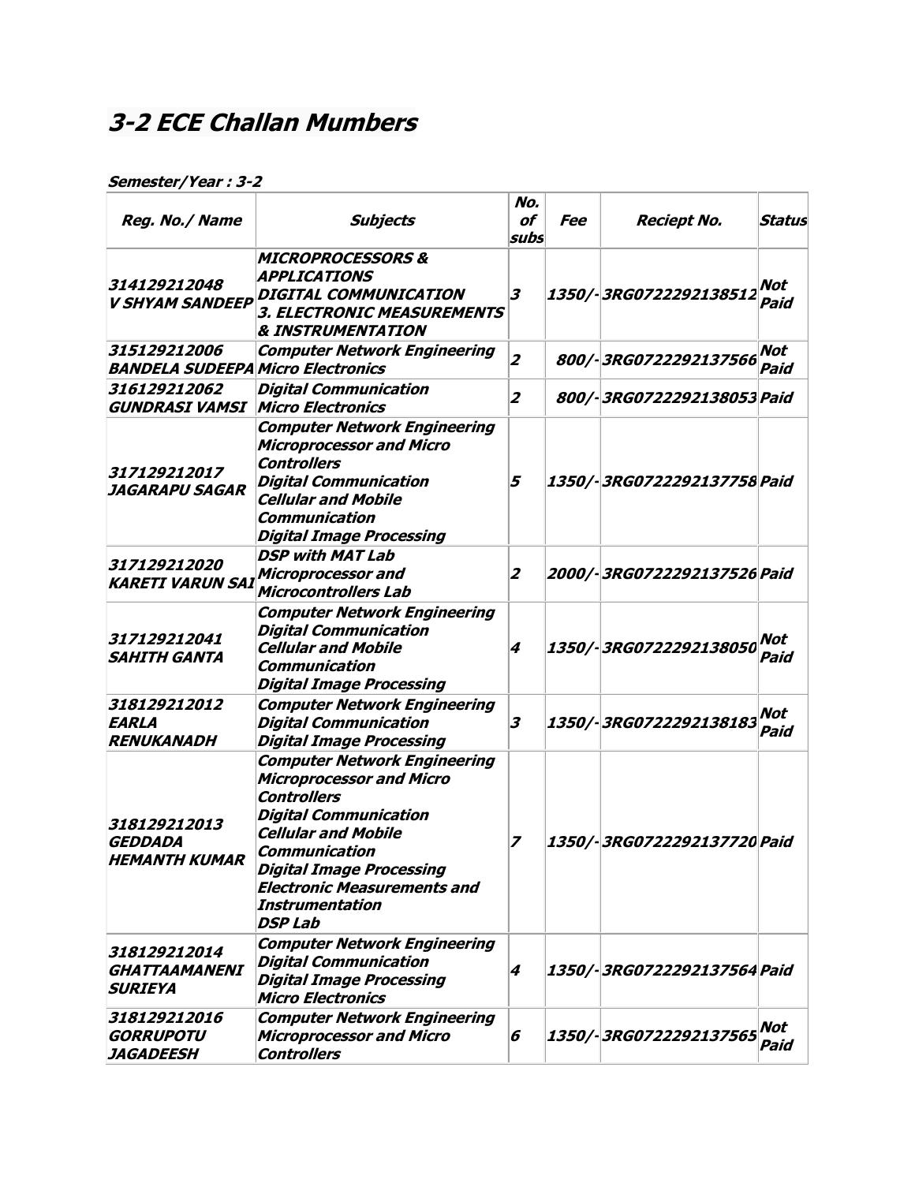# 3-2 ECE Challan Mumbers

***Semester/Year : 3-2***

| Reg. No./ Name | Subjects | No. of subs | Fee | Reciept No. | Status |
|---|---|---|---|---|---|
| 314129212048 V SHYAM SANDEEP | MICROPROCESSORS & APPLICATIONS DIGITAL COMMUNICATION 3. ELECTRONIC MEASUREMENTS & INSTRUMENTATION | 3 | 1350/- | 3RG0722292138512 | Not Paid |
| 315129212006 BANDELA SUDEEPA | Computer Network Engineering Micro Electronics | 2 | 800/- | 3RG0722292137566 | Not Paid |
| 316129212062 GUNDRASI VAMSI | Digital Communication Micro Electronics | 2 | 800/- | 3RG0722292138053 | Paid |
| 317129212017 JAGARAPU SAGAR | Computer Network Engineering Microprocessor and Micro Controllers Digital Communication Cellular and Mobile Communication Digital Image Processing | 5 | 1350/- | 3RG0722292137758 | Paid |
| 317129212020 KARETI VARUN SAI | DSP with MAT Lab Microprocessor and Microcontrollers Lab | 2 | 2000/- | 3RG0722292137526 | Paid |
| 317129212041 SAHITH GANTA | Computer Network Engineering Digital Communication Cellular and Mobile Communication Digital Image Processing | 4 | 1350/- | 3RG0722292138050 | Not Paid |
| 318129212012 EARLA RENUKANADH | Computer Network Engineering Digital Communication Digital Image Processing | 3 | 1350/- | 3RG0722292138183 | Not Paid |
| 318129212013 GEDDADA HEMANTH KUMAR | Computer Network Engineering Microprocessor and Micro Controllers Digital Communication Cellular and Mobile Communication Digital Image Processing Electronic Measurements and Instrumentation DSP Lab | 7 | 1350/- | 3RG0722292137720 | Paid |
| 318129212014 GHATTAAMANENI SURIEYA | Computer Network Engineering Digital Communication Digital Image Processing Micro Electronics | 4 | 1350/- | 3RG0722292137564 | Paid |
| 318129212016 GORRUPOTU JAGADEESH | Computer Network Engineering Microprocessor and Micro Controllers | 6 | 1350/- | 3RG0722292137565 | Not Paid |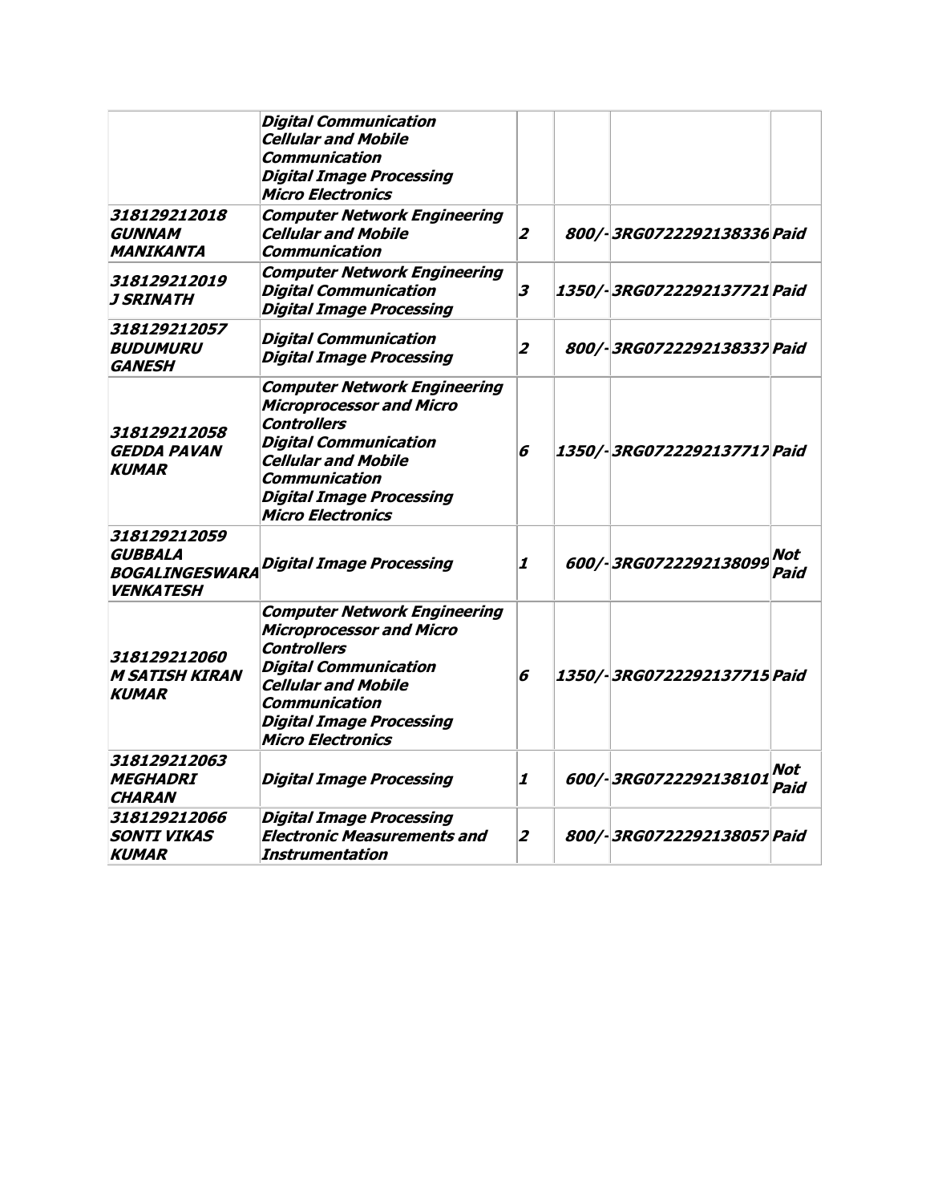| | | | | | |
|---|---|---|---|---|---|
| | *Digital Communication*<br>*Cellular and Mobile Communication*<br>*Digital Image Processing*<br>*Micro Electronics* | | | | |
| *318129212018 GUNNAM MANIKANTA* | *Computer Network Engineering*<br>*Cellular and Mobile Communication* | *2* | *800/-* | *3RG0722292138336* | *Paid* |
| *318129212019 J SRINATH* | *Computer Network Engineering*<br>*Digital Communication*<br>*Digital Image Processing* | *3* | *1350/-* | *3RG0722292137721* | *Paid* |
| *318129212057 BUDUMURU GANESH* | *Digital Communication*<br>*Digital Image Processing* | *2* | *800/-* | *3RG0722292138337* | *Paid* |
| *318129212058 GEDDA PAVAN KUMAR* | *Computer Network Engineering*<br>*Microprocessor and Micro Controllers*<br>*Digital Communication*<br>*Cellular and Mobile Communication*<br>*Digital Image Processing*<br>*Micro Electronics* | *6* | *1350/-* | *3RG0722292137717* | *Paid* |
| *318129212059 GUBBALA BOGALINGESWARA VENKATESH* | *Digital Image Processing* | *1* | *600/-* | *3RG0722292138099* | *Not Paid* |
| *318129212060 M SATISH KIRAN KUMAR* | *Computer Network Engineering*<br>*Microprocessor and Micro Controllers*<br>*Digital Communication*<br>*Cellular and Mobile Communication*<br>*Digital Image Processing*<br>*Micro Electronics* | *6* | *1350/-* | *3RG0722292137715* | *Paid* |
| *318129212063 MEGHADRI CHARAN* | *Digital Image Processing* | *1* | *600/-* | *3RG0722292138101* | *Not Paid* |
| *318129212066 SONTI VIKAS KUMAR* | *Digital Image Processing*<br>*Electronic Measurements and Instrumentation* | *2* | *800/-* | *3RG0722292138057* | *Paid* |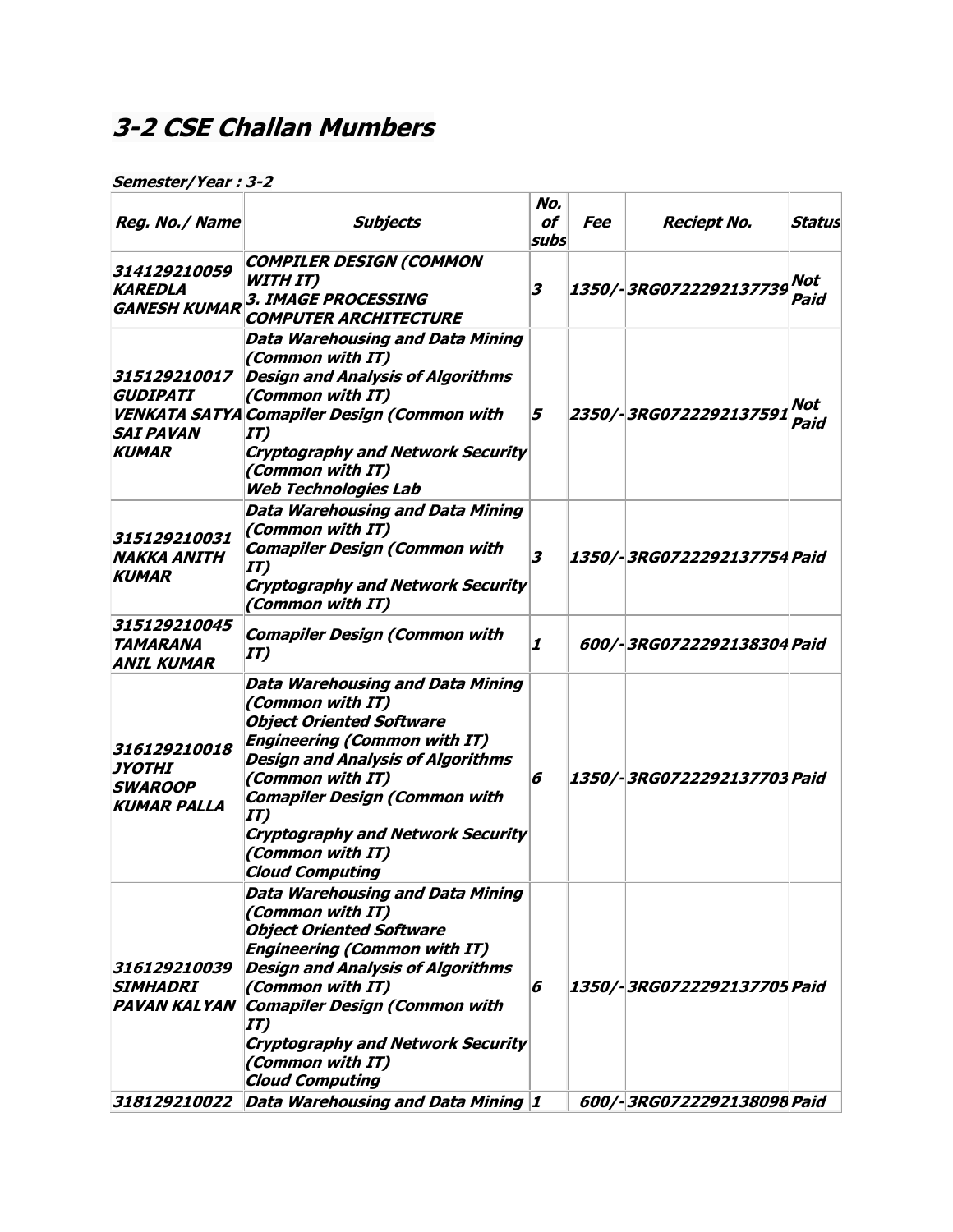# 3-2 CSE Challan Mumbers

***Semester/Year : 3-2***

| Reg. No./ Name | Subjects | No. of subs | Fee | Reciept No. | Status |
|---|---|---|---|---|---|
| ***314129210059 KAREDLA GANESH KUMAR*** | ***COMPILER DESIGN (COMMON WITH IT)<br>3. IMAGE PROCESSING<br>COMPUTER ARCHITECTURE*** | ***3*** | ***1350/-*** | ***3RG0722292137739*** | ***Not Paid*** |
| ***315129210017 GUDIPATI VENKATA SATYA SAI PAVAN KUMAR*** | ***Data Warehousing and Data Mining (Common with IT)<br>Design and Analysis of Algorithms (Common with IT)<br>Comapiler Design (Common with IT)<br>Cryptography and Network Security (Common with IT)<br>Web Technologies Lab*** | ***5*** | ***2350/-*** | ***3RG0722292137591*** | ***Not Paid*** |
| ***315129210031 NAKKA ANITH KUMAR*** | ***Data Warehousing and Data Mining (Common with IT)<br>Comapiler Design (Common with IT)<br>Cryptography and Network Security (Common with IT)*** | ***3*** | ***1350/-*** | ***3RG0722292137754*** | ***Paid*** |
| ***315129210045 TAMARANA ANIL KUMAR*** | ***Comapiler Design (Common with IT)*** | ***1*** | ***600/-*** | ***3RG0722292138304*** | ***Paid*** |
| ***316129210018 JYOTHI SWAROOP KUMAR PALLA*** | ***Data Warehousing and Data Mining (Common with IT)<br>Object Oriented Software Engineering (Common with IT)<br>Design and Analysis of Algorithms (Common with IT)<br>Comapiler Design (Common with IT)<br>Cryptography and Network Security (Common with IT)<br>Cloud Computing*** | ***6*** | ***1350/-*** | ***3RG0722292137703*** | ***Paid*** |
| ***316129210039 SIMHADRI PAVAN KALYAN*** | ***Data Warehousing and Data Mining (Common with IT)<br>Object Oriented Software Engineering (Common with IT)<br>Design and Analysis of Algorithms (Common with IT)<br>Comapiler Design (Common with IT)<br>Cryptography and Network Security (Common with IT)<br>Cloud Computing*** | ***6*** | ***1350/-*** | ***3RG0722292137705*** | ***Paid*** |
| ***318129210022*** | ***Data Warehousing and Data Mining*** | ***1*** | ***600/-*** | ***3RG0722292138098*** | ***Paid*** |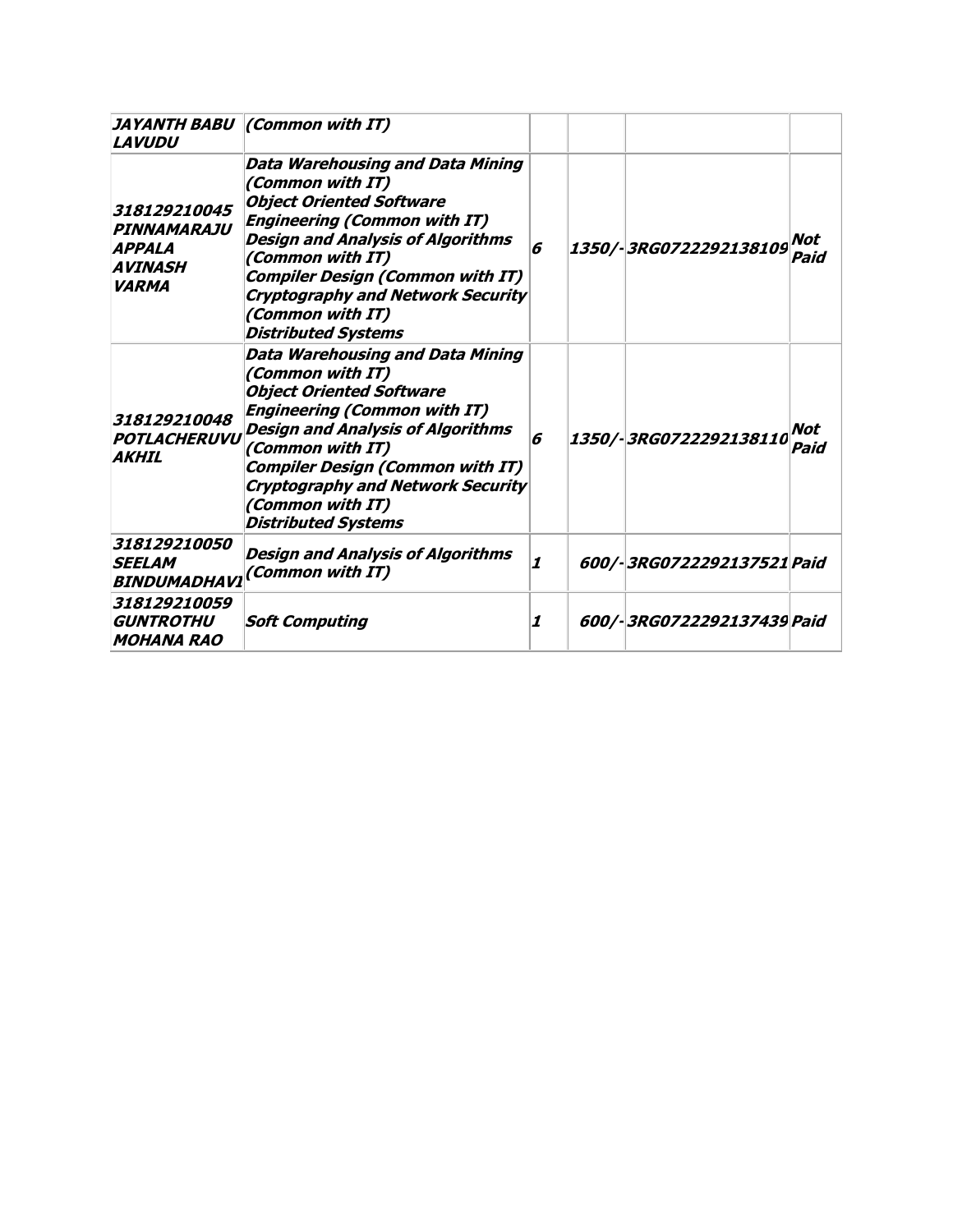| | | | | | |
|---|---|---|---|---|---|
| JAYANTH BABU LAVUDU | (Common with IT) | | | | |
| 318129210045 PINNAMARAJU APPALA AVINASH VARMA | Data Warehousing and Data Mining (Common with IT) Object Oriented Software Engineering (Common with IT) Design and Analysis of Algorithms (Common with IT) Compiler Design (Common with IT) Cryptography and Network Security (Common with IT) Distributed Systems | 6 | 1350/- | 3RG0722292138109 | Not Paid |
| 318129210048 POTLACHERUVU AKHIL | Data Warehousing and Data Mining (Common with IT) Object Oriented Software Engineering (Common with IT) Design and Analysis of Algorithms (Common with IT) Compiler Design (Common with IT) Cryptography and Network Security (Common with IT) Distributed Systems | 6 | 1350/- | 3RG0722292138110 | Not Paid |
| 318129210050 SEELAM BINDUMADHAVI | Design and Analysis of Algorithms (Common with IT) | 1 | 600/- | 3RG0722292137521 | Paid |
| 318129210059 GUNTROTHU MOHANA RAO | Soft Computing | 1 | 600/- | 3RG0722292137439 | Paid |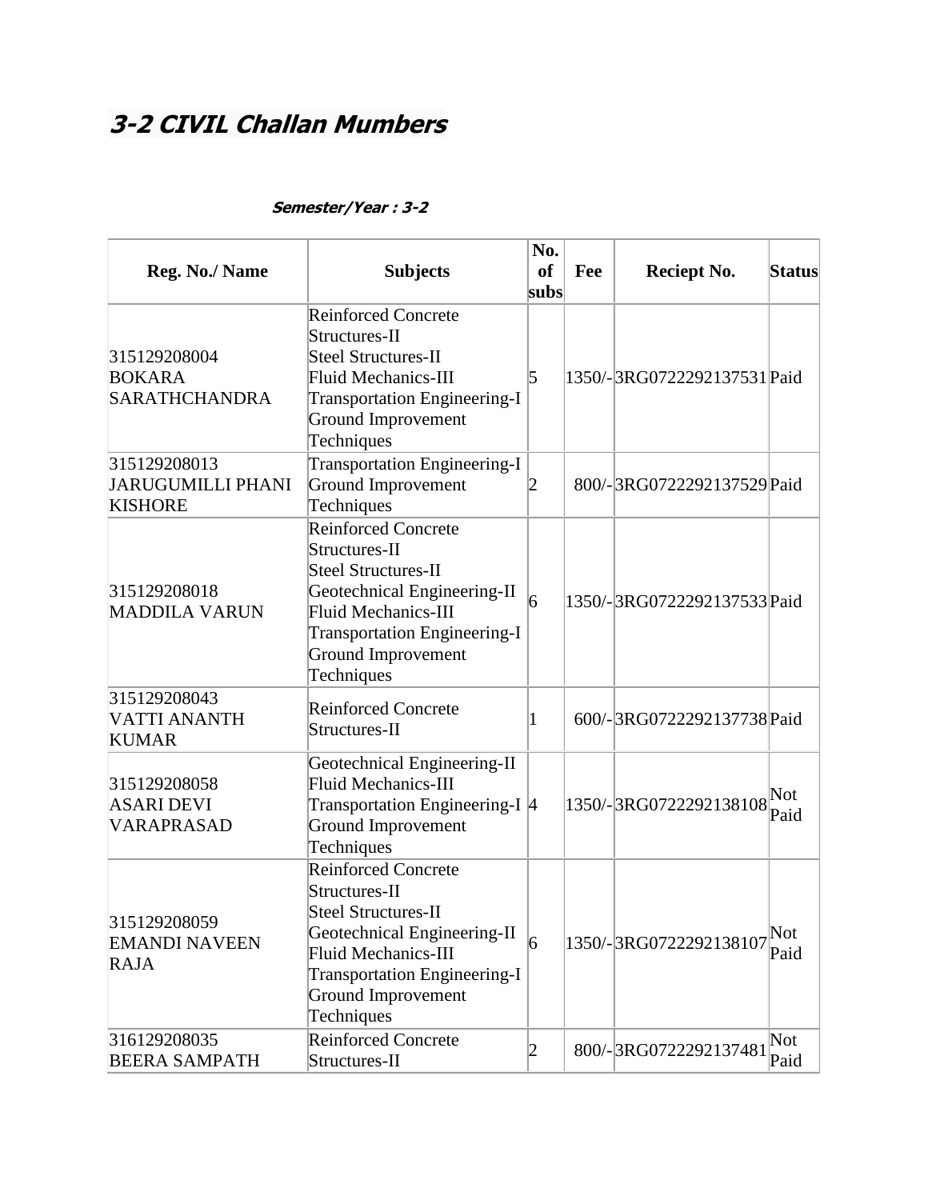# 3-2 CIVIL Challan Mumbers

**Semester/Year : 3-2**

| Reg. No./ Name | Subjects | No. of subs | Fee | Reciept No. | Status |
|---|---|---|---|---|---|
| 315129208004 BOKARA SARATHCHANDRA | Reinforced Concrete Structures-II<br>Steel Structures-II<br>Fluid Mechanics-III<br>Transportation Engineering-I<br>Ground Improvement Techniques | 5 | 1350/- | 3RG0722292137531 | Paid |
| 315129208013 JARUGUMILLI PHANI KISHORE | Transportation Engineering-I<br>Ground Improvement Techniques | 2 | 800/- | 3RG0722292137529 | Paid |
| 315129208018 MADDILA VARUN | Reinforced Concrete Structures-II<br>Steel Structures-II<br>Geotechnical Engineering-II<br>Fluid Mechanics-III<br>Transportation Engineering-I<br>Ground Improvement Techniques | 6 | 1350/- | 3RG0722292137533 | Paid |
| 315129208043 VATTI ANANTH KUMAR | Reinforced Concrete Structures-II | 1 | 600/- | 3RG0722292137738 | Paid |
| 315129208058 ASARI DEVI VARAPRASAD | Geotechnical Engineering-II<br>Fluid Mechanics-III<br>Transportation Engineering-I<br>Ground Improvement Techniques | 4 | 1350/- | 3RG0722292138108 | Not Paid |
| 315129208059 EMANDI NAVEEN RAJA | Reinforced Concrete Structures-II<br>Steel Structures-II<br>Geotechnical Engineering-II<br>Fluid Mechanics-III<br>Transportation Engineering-I<br>Ground Improvement Techniques | 6 | 1350/- | 3RG0722292138107 | Not Paid |
| 316129208035 BEERA SAMPATH | Reinforced Concrete Structures-II | 2 | 800/- | 3RG0722292137481 | Not Paid |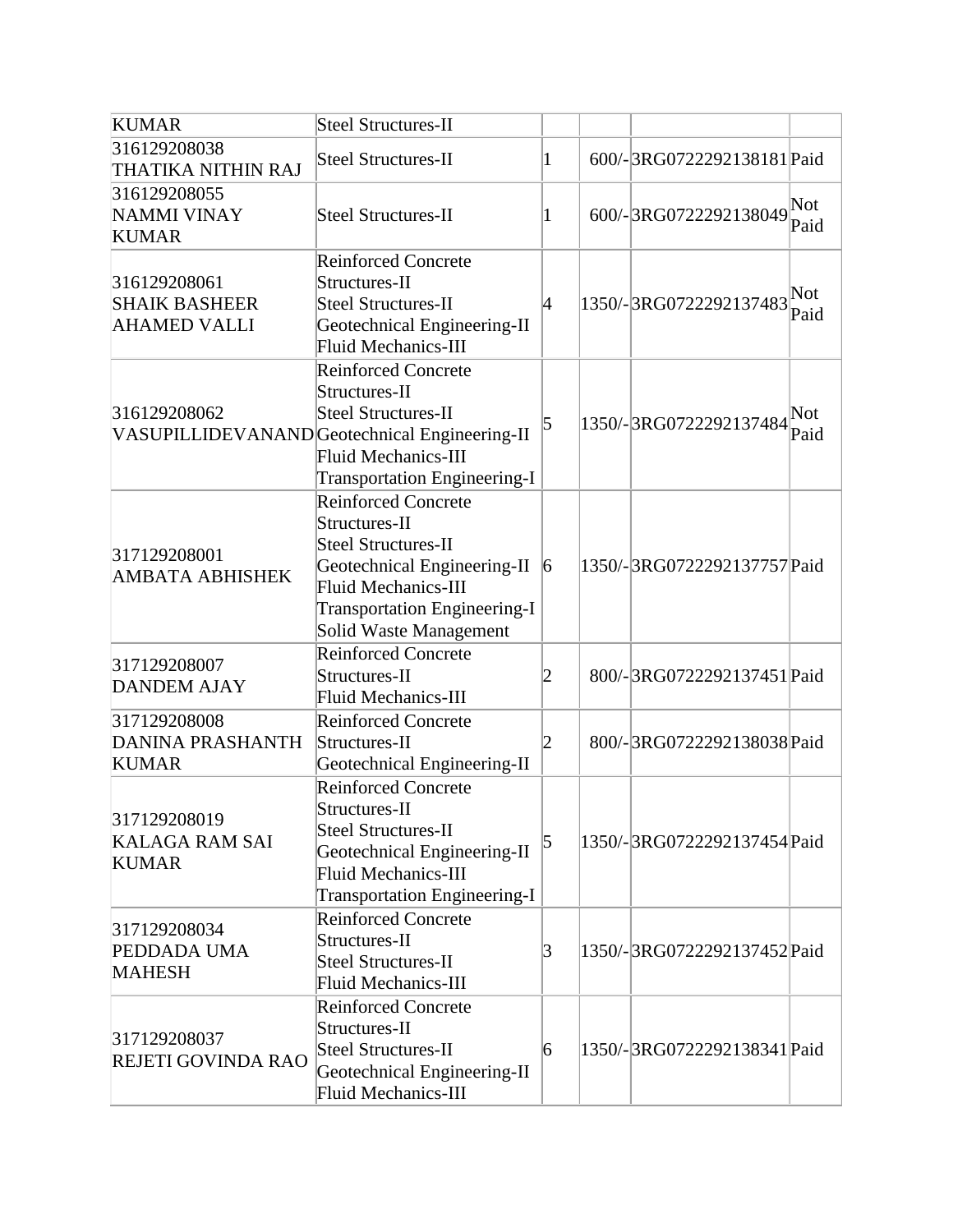| | | | | | |
|---|---|---|---|---|---|
| KUMAR | Steel Structures-II | | | | |
| 316129208038 THATIKA NITHIN RAJ | Steel Structures-II | 1 | 600/- | 3RG0722292138181 | Paid |
| 316129208055 NAMMI VINAY KUMAR | Steel Structures-II | 1 | 600/- | 3RG0722292138049 | Not Paid |
| 316129208061 SHAIK BASHEER AHAMED VALLI | Reinforced Concrete Structures-II<br>Steel Structures-II<br>Geotechnical Engineering-II<br>Fluid Mechanics-III | 4 | 1350/- | 3RG0722292137483 | Not Paid |
| 316129208062 VASUPILLIDEVANAND | Reinforced Concrete Structures-II<br>Steel Structures-II<br>Geotechnical Engineering-II<br>Fluid Mechanics-III<br>Transportation Engineering-I | 5 | 1350/- | 3RG0722292137484 | Not Paid |
| 317129208001 AMBATA ABHISHEK | Reinforced Concrete Structures-II<br>Steel Structures-II<br>Geotechnical Engineering-II<br>Fluid Mechanics-III<br>Transportation Engineering-I<br>Solid Waste Management | 6 | 1350/- | 3RG0722292137757 | Paid |
| 317129208007 DANDEM AJAY | Reinforced Concrete Structures-II<br>Fluid Mechanics-III | 2 | 800/- | 3RG0722292137451 | Paid |
| 317129208008 DANINA PRASHANTH KUMAR | Reinforced Concrete Structures-II<br>Geotechnical Engineering-II | 2 | 800/- | 3RG0722292138038 | Paid |
| 317129208019 KALAGA RAM SAI KUMAR | Reinforced Concrete Structures-II<br>Steel Structures-II<br>Geotechnical Engineering-II<br>Fluid Mechanics-III<br>Transportation Engineering-I | 5 | 1350/- | 3RG0722292137454 | Paid |
| 317129208034 PEDDADA UMA MAHESH | Reinforced Concrete Structures-II<br>Steel Structures-II<br>Fluid Mechanics-III | 3 | 1350/- | 3RG0722292137452 | Paid |
| 317129208037 REJETI GOVINDA RAO | Reinforced Concrete Structures-II<br>Steel Structures-II<br>Geotechnical Engineering-II<br>Fluid Mechanics-III | 6 | 1350/- | 3RG0722292138341 | Paid |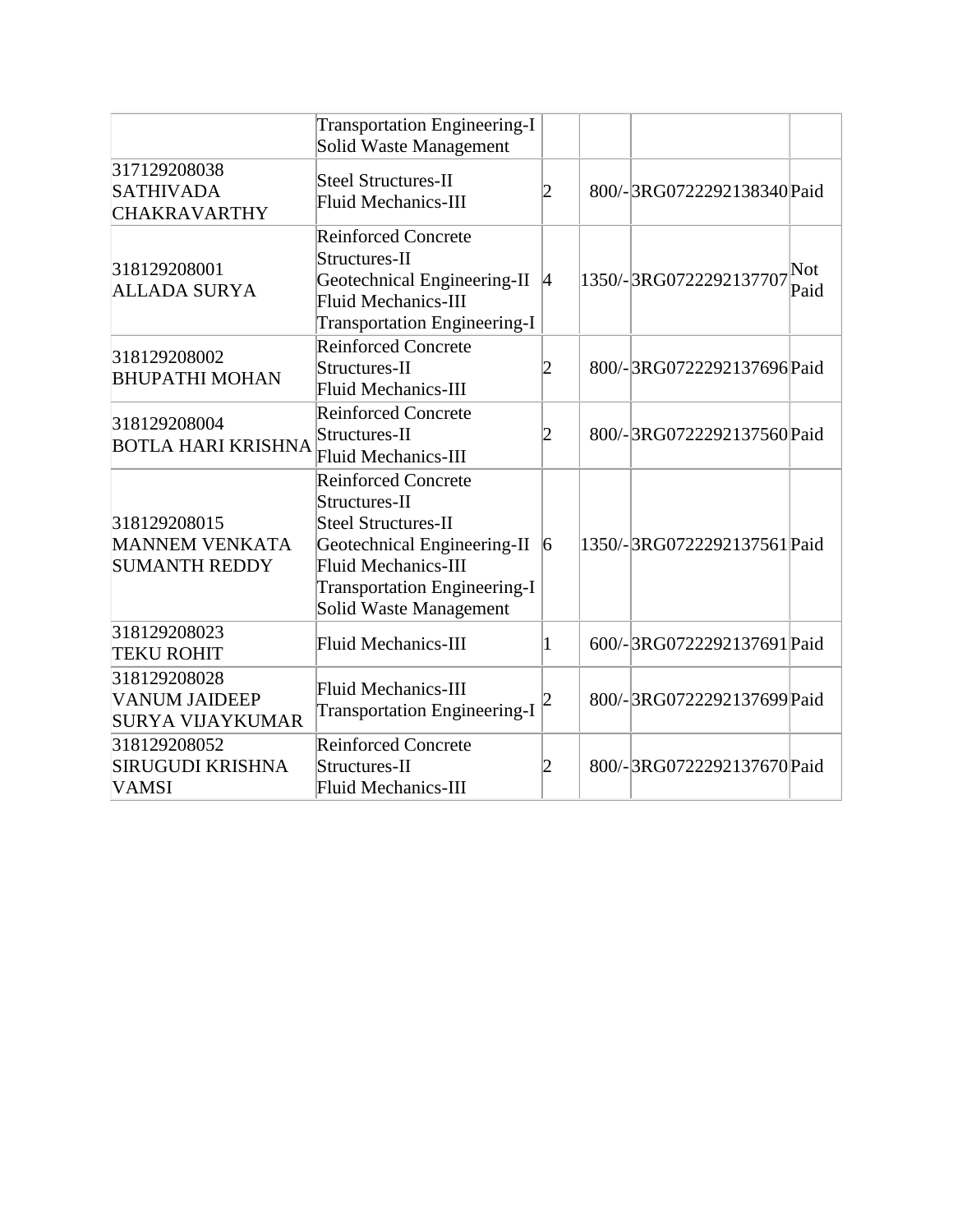| | | | | | |
|---|---|---|---|---|---|
| | Transportation Engineering-I<br>Solid Waste Management | | | | |
| 317129208038<br>SATHIVADA CHAKRAVARTHY | Steel Structures-II<br>Fluid Mechanics-III | 2 | 800/- | 3RG0722292138340 | Paid |
| 318129208001<br>ALLADA SURYA | Reinforced Concrete Structures-II<br>Geotechnical Engineering-II<br>Fluid Mechanics-III<br>Transportation Engineering-I | 4 | 1350/- | 3RG0722292137707 | Not Paid |
| 318129208002<br>BHUPATHI MOHAN | Reinforced Concrete Structures-II<br>Fluid Mechanics-III | 2 | 800/- | 3RG0722292137696 | Paid |
| 318129208004<br>BOTLA HARI KRISHNA | Reinforced Concrete Structures-II<br>Fluid Mechanics-III | 2 | 800/- | 3RG0722292137560 | Paid |
| 318129208015<br>MANNEM VENKATA SUMANTH REDDY | Reinforced Concrete Structures-II<br>Steel Structures-II<br>Geotechnical Engineering-II<br>Fluid Mechanics-III<br>Transportation Engineering-I<br>Solid Waste Management | 6 | 1350/- | 3RG0722292137561 | Paid |
| 318129208023<br>TEKU ROHIT | Fluid Mechanics-III | 1 | 600/- | 3RG0722292137691 | Paid |
| 318129208028<br>VANUM JAIDEEP SURYA VIJAYKUMAR | Fluid Mechanics-III<br>Transportation Engineering-I | 2 | 800/- | 3RG0722292137699 | Paid |
| 318129208052<br>SIRUGUDI KRISHNA VAMSI | Reinforced Concrete Structures-II<br>Fluid Mechanics-III | 2 | 800/- | 3RG0722292137670 | Paid |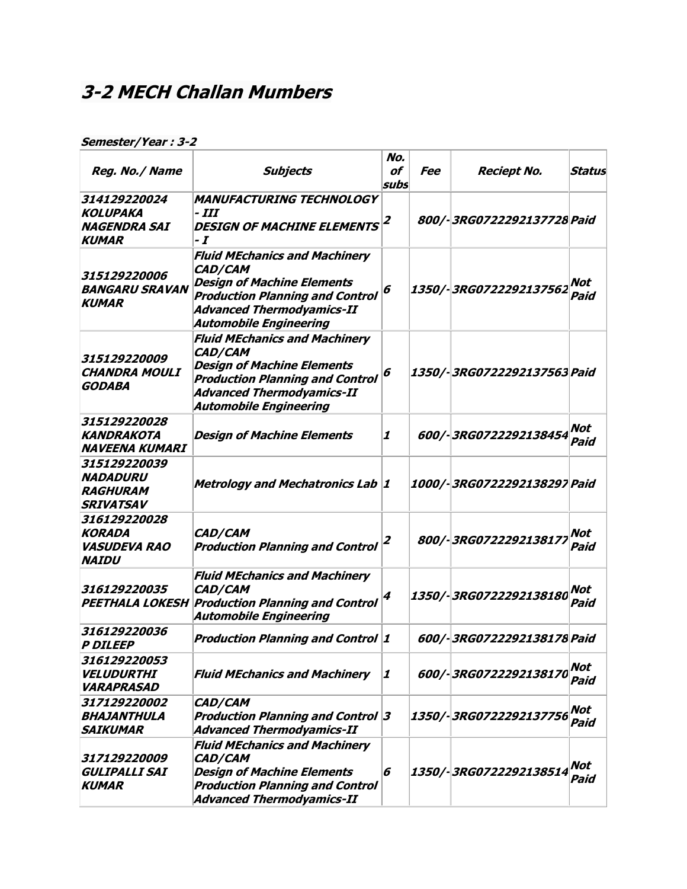# 3-2 MECH Challan Mumbers

***Semester/Year : 3-2***

| Reg. No./ Name | Subjects | No. of subs | Fee | Reciept No. | Status |
|---|---|---|---|---|---|
| 314129220024 KOLUPAKA NAGENDRA SAI KUMAR | MANUFACTURING TECHNOLOGY - III<br>DESIGN OF MACHINE ELEMENTS - I | 2 | 800/- | 3RG0722292137728 | Paid |
| 315129220006 BANGARU SRAVAN KUMAR | Fluid MEchanics and Machinery<br>CAD/CAM<br>Design of Machine Elements<br>Production Planning and Control<br>Advanced Thermodyamics-II<br>Automobile Engineering | 6 | 1350/- | 3RG0722292137562 | Not Paid |
| 315129220009 CHANDRA MOULI GODABA | Fluid MEchanics and Machinery<br>CAD/CAM<br>Design of Machine Elements<br>Production Planning and Control<br>Advanced Thermodyamics-II<br>Automobile Engineering | 6 | 1350/- | 3RG0722292137563 | Paid |
| 315129220028 KANDRAKOTA NAVEENA KUMARI | Design of Machine Elements | 1 | 600/- | 3RG0722292138454 | Not Paid |
| 315129220039 NADADURU RAGHURAM SRIVATSAV | Metrology and Mechatronics Lab | 1 | 1000/- | 3RG0722292138297 | Paid |
| 316129220028 KORADA VASUDEVA RAO NAIDU | CAD/CAM<br>Production Planning and Control | 2 | 800/- | 3RG0722292138177 | Not Paid |
| 316129220035 PEETHALA LOKESH | Fluid MEchanics and Machinery<br>CAD/CAM<br>Production Planning and Control<br>Automobile Engineering | 4 | 1350/- | 3RG0722292138180 | Not Paid |
| 316129220036 P DILEEP | Production Planning and Control | 1 | 600/- | 3RG0722292138178 | Paid |
| 316129220053 VELUDURTHI VARAPRASAD | Fluid MEchanics and Machinery | 1 | 600/- | 3RG0722292138170 | Not Paid |
| 317129220002 BHAJANTHULA SAIKUMAR | CAD/CAM<br>Production Planning and Control<br>Advanced Thermodyamics-II | 3 | 1350/- | 3RG0722292137756 | Not Paid |
| 317129220009 GULIPALLI SAI KUMAR | Fluid MEchanics and Machinery<br>CAD/CAM<br>Design of Machine Elements<br>Production Planning and Control<br>Advanced Thermodyamics-II | 6 | 1350/- | 3RG0722292138514 | Not Paid |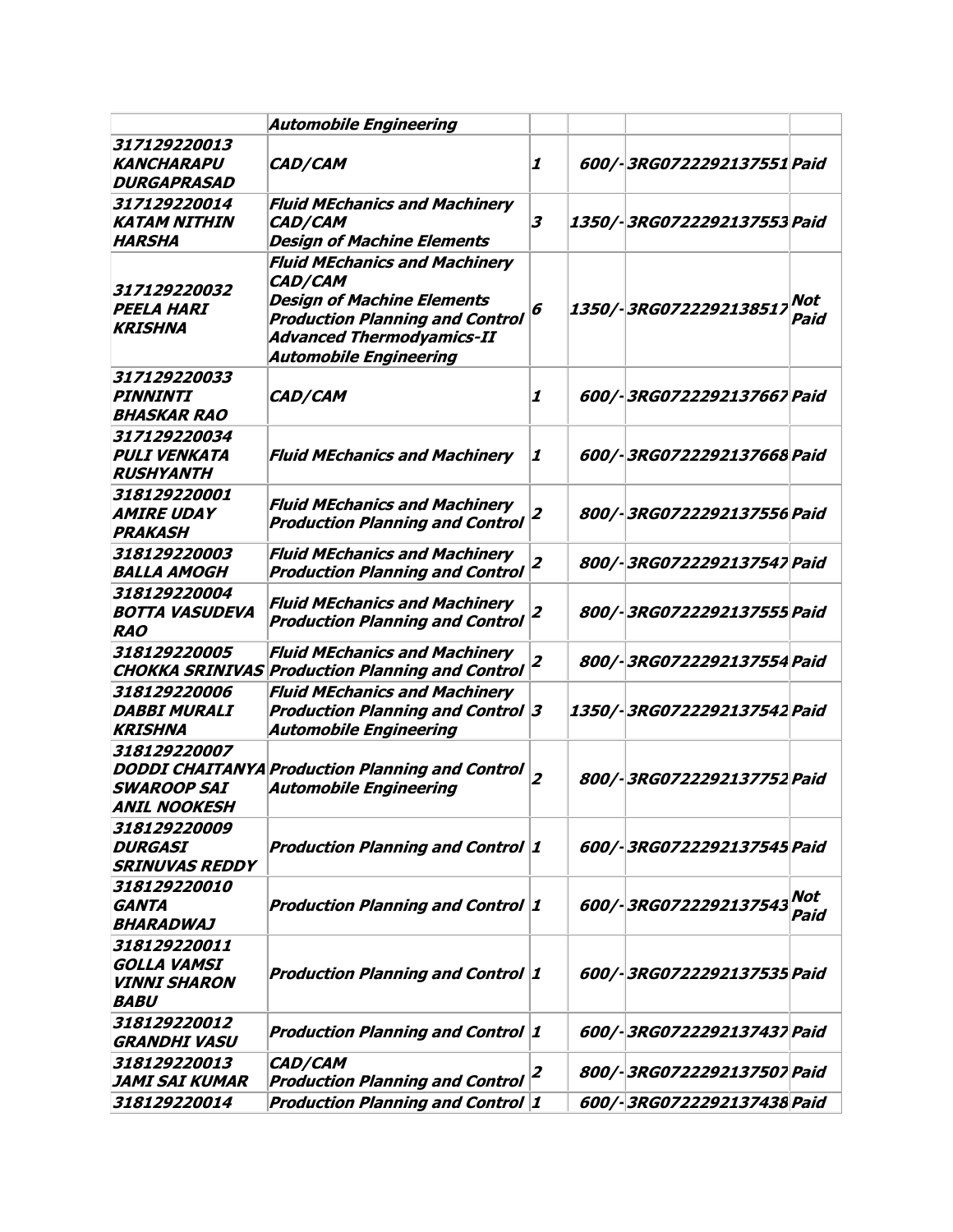| | | | | | |
|---|---|---|---|---|---|
| | *Automobile Engineering* | | | | |
| *317129220013 KANCHARAPU DURGAPRASAD* | *CAD/CAM* | *1* | *600/-* | *3RG0722292137551* | *Paid* |
| *317129220014 KATAM NITHIN HARSHA* | *Fluid MEchanics and Machinery*<br>*CAD/CAM*<br>*Design of Machine Elements* | *3* | *1350/-* | *3RG0722292137553* | *Paid* |
| *317129220032 PEELA HARI KRISHNA* | *Fluid MEchanics and Machinery*<br>*CAD/CAM*<br>*Design of Machine Elements*<br>*Production Planning and Control*<br>*Advanced Thermodyamics-II*<br>*Automobile Engineering* | *6* | *1350/-* | *3RG0722292138517* | *Not Paid* |
| *317129220033 PINNINTI BHASKAR RAO* | *CAD/CAM* | *1* | *600/-* | *3RG0722292137667* | *Paid* |
| *317129220034 PULI VENKATA RUSHYANTH* | *Fluid MEchanics and Machinery* | *1* | *600/-* | *3RG0722292137668* | *Paid* |
| *318129220001 AMIRE UDAY PRAKASH* | *Fluid MEchanics and Machinery*<br>*Production Planning and Control* | *2* | *800/-* | *3RG0722292137556* | *Paid* |
| *318129220003 BALLA AMOGH* | *Fluid MEchanics and Machinery*<br>*Production Planning and Control* | *2* | *800/-* | *3RG0722292137547* | *Paid* |
| *318129220004 BOTTA VASUDEVA RAO* | *Fluid MEchanics and Machinery*<br>*Production Planning and Control* | *2* | *800/-* | *3RG0722292137555* | *Paid* |
| *318129220005 CHOKKA SRINIVAS* | *Fluid MEchanics and Machinery*<br>*Production Planning and Control* | *2* | *800/-* | *3RG0722292137554* | *Paid* |
| *318129220006 DABBI MURALI KRISHNA* | *Fluid MEchanics and Machinery*<br>*Production Planning and Control*<br>*Automobile Engineering* | *3* | *1350/-* | *3RG0722292137542* | *Paid* |
| *318129220007 DODDI CHAITANYA SWAROOP SAI ANIL NOOKESH* | *Production Planning and Control*<br>*Automobile Engineering* | *2* | *800/-* | *3RG0722292137752* | *Paid* |
| *318129220009 DURGASI SRINUVAS REDDY* | *Production Planning and Control* | *1* | *600/-* | *3RG0722292137545* | *Paid* |
| *318129220010 GANTA BHARADWAJ* | *Production Planning and Control* | *1* | *600/-* | *3RG0722292137543* | *Not Paid* |
| *318129220011 GOLLA VAMSI VINNI SHARON BABU* | *Production Planning and Control* | *1* | *600/-* | *3RG0722292137535* | *Paid* |
| *318129220012 GRANDHI VASU* | *Production Planning and Control* | *1* | *600/-* | *3RG0722292137437* | *Paid* |
| *318129220013 JAMI SAI KUMAR* | *CAD/CAM*<br>*Production Planning and Control* | *2* | *800/-* | *3RG0722292137507* | *Paid* |
| *318129220014* | *Production Planning and Control* | *1* | *600/-* | *3RG0722292137438* | *Paid* |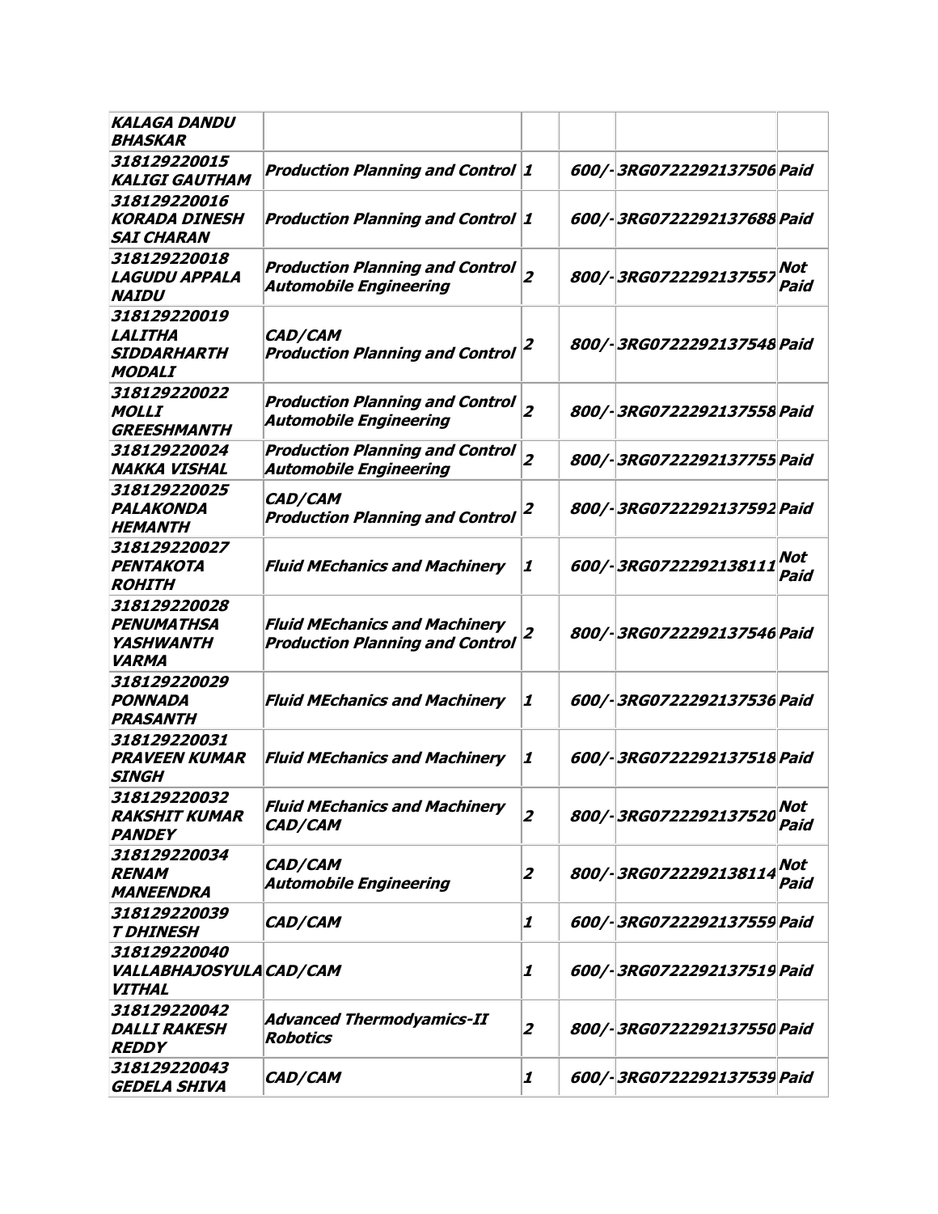| | | | | | |
|---|---|---|---|---|---|
| ***KALAGA DANDU BHASKAR*** | | | | | |
| ***318129220015 KALIGI GAUTHAM*** | ***Production Planning and Control*** | ***1*** | ***600/-*** | ***3RG0722292137506*** | ***Paid*** |
| ***318129220016 KORADA DINESH SAI CHARAN*** | ***Production Planning and Control*** | ***1*** | ***600/-*** | ***3RG0722292137688*** | ***Paid*** |
| ***318129220018 LAGUDU APPALA NAIDU*** | ***Production Planning and Control Automobile Engineering*** | ***2*** | ***800/-*** | ***3RG0722292137557*** | ***Not Paid*** |
| ***318129220019 LALITHA SIDDARHARTH MODALI*** | ***CAD/CAM Production Planning and Control*** | ***2*** | ***800/-*** | ***3RG0722292137548*** | ***Paid*** |
| ***318129220022 MOLLI GREESHMANTH*** | ***Production Planning and Control Automobile Engineering*** | ***2*** | ***800/-*** | ***3RG0722292137558*** | ***Paid*** |
| ***318129220024 NAKKA VISHAL*** | ***Production Planning and Control Automobile Engineering*** | ***2*** | ***800/-*** | ***3RG0722292137755*** | ***Paid*** |
| ***318129220025 PALAKONDA HEMANTH*** | ***CAD/CAM Production Planning and Control*** | ***2*** | ***800/-*** | ***3RG0722292137592*** | ***Paid*** |
| ***318129220027 PENTAKOTA ROHITH*** | ***Fluid MEchanics and Machinery*** | ***1*** | ***600/-*** | ***3RG0722292138111*** | ***Not Paid*** |
| ***318129220028 PENUMATHSA YASHWANTH VARMA*** | ***Fluid MEchanics and Machinery Production Planning and Control*** | ***2*** | ***800/-*** | ***3RG0722292137546*** | ***Paid*** |
| ***318129220029 PONNADA PRASANTH*** | ***Fluid MEchanics and Machinery*** | ***1*** | ***600/-*** | ***3RG0722292137536*** | ***Paid*** |
| ***318129220031 PRAVEEN KUMAR SINGH*** | ***Fluid MEchanics and Machinery*** | ***1*** | ***600/-*** | ***3RG0722292137518*** | ***Paid*** |
| ***318129220032 RAKSHIT KUMAR PANDEY*** | ***Fluid MEchanics and Machinery CAD/CAM*** | ***2*** | ***800/-*** | ***3RG0722292137520*** | ***Not Paid*** |
| ***318129220034 RENAM MANEENDRA*** | ***CAD/CAM Automobile Engineering*** | ***2*** | ***800/-*** | ***3RG0722292138114*** | ***Not Paid*** |
| ***318129220039 T DHINESH*** | ***CAD/CAM*** | ***1*** | ***600/-*** | ***3RG0722292137559*** | ***Paid*** |
| ***318129220040 VALLABHAJOSYULA VITHAL*** | ***CAD/CAM*** | ***1*** | ***600/-*** | ***3RG0722292137519*** | ***Paid*** |
| ***318129220042 DALLI RAKESH REDDY*** | ***Advanced Thermodyamics-II Robotics*** | ***2*** | ***800/-*** | ***3RG0722292137550*** | ***Paid*** |
| ***318129220043 GEDELA SHIVA*** | ***CAD/CAM*** | ***1*** | ***600/-*** | ***3RG0722292137539*** | ***Paid*** |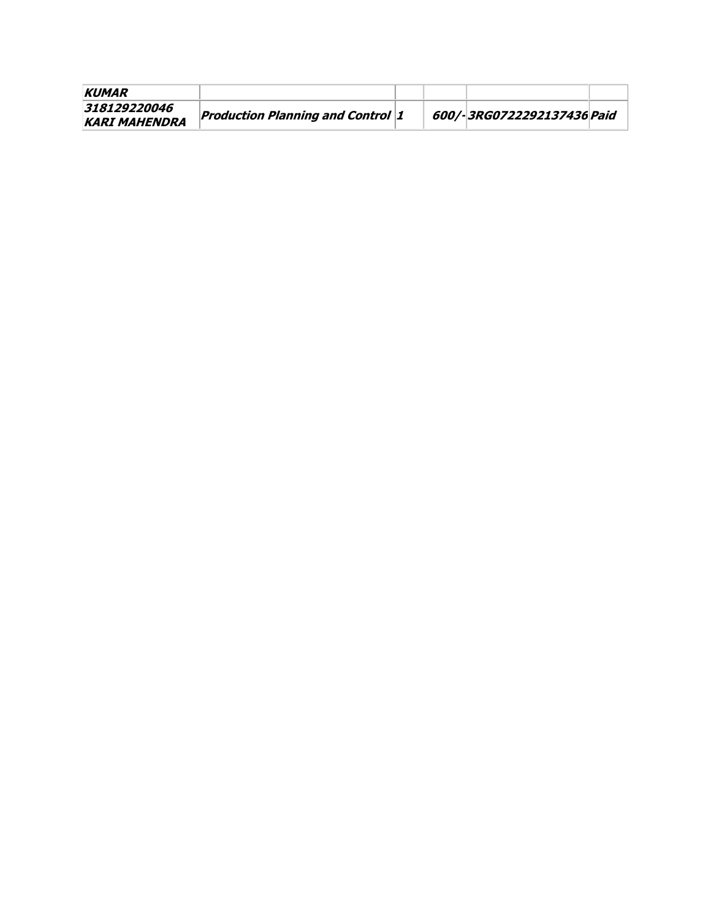| | | | | | |
|---|---|---|---|---|---|
| ***KUMAR*** | | | | | |
| ***318129220046 KARI MAHENDRA*** | ***Production Planning and Control*** | ***1*** | ***600/-*** | ***3RG0722292137436*** | ***Paid*** |